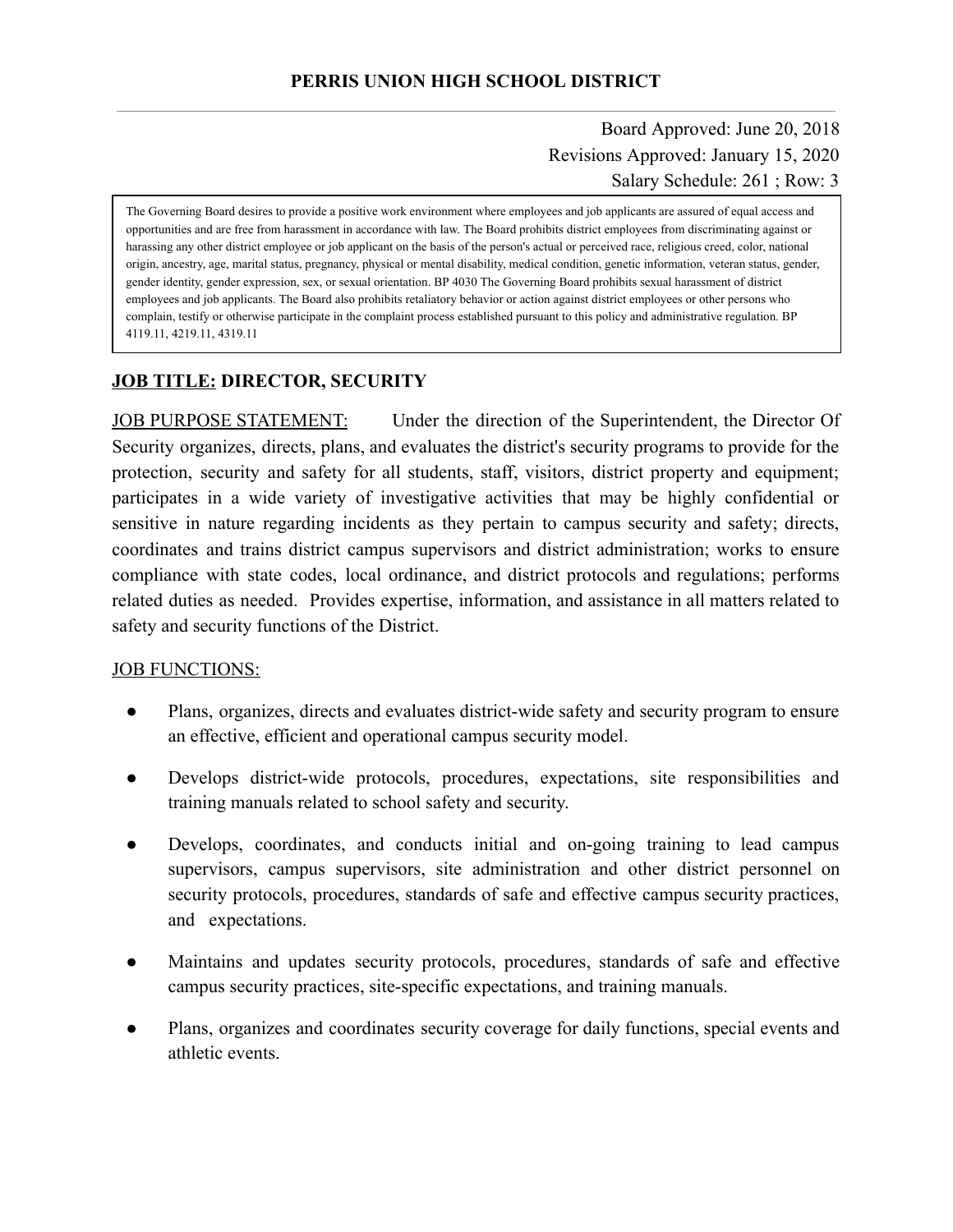# PERRIS UNION HIGH SCHOOL DISTRICT

Board Approved: June 20, 2018
Revisions Approved: January 15, 2020
Salary Schedule: 261 ; Row: 3

> The Governing Board desires to provide a positive work environment where employees and job applicants are assured of equal access and opportunities and are free from harassment in accordance with law. The Board prohibits district employees from discriminating against or harassing any other district employee or job applicant on the basis of the person's actual or perceived race, religious creed, color, national origin, ancestry, age, marital status, pregnancy, physical or mental disability, medical condition, genetic information, veteran status, gender, gender identity, gender expression, sex, or sexual orientation. BP 4030 The Governing Board prohibits sexual harassment of district employees and job applicants. The Board also prohibits retaliatory behavior or action against district employees or other persons who complain, testify or otherwise participate in the complaint process established pursuant to this policy and administrative regulation. BP 4119.11, 4219.11, 4319.11

## JOB TITLE: DIRECTOR, SECURITY

JOB PURPOSE STATEMENT: Under the direction of the Superintendent, the Director Of Security organizes, directs, plans, and evaluates the district's security programs to provide for the protection, security and safety for all students, staff, visitors, district property and equipment; participates in a wide variety of investigative activities that may be highly confidential or sensitive in nature regarding incidents as they pertain to campus security and safety; directs, coordinates and trains district campus supervisors and district administration; works to ensure compliance with state codes, local ordinance, and district protocols and regulations; performs related duties as needed. Provides expertise, information, and assistance in all matters related to safety and security functions of the District.

JOB FUNCTIONS:

- Plans, organizes, directs and evaluates district-wide safety and security program to ensure an effective, efficient and operational campus security model.
- Develops district-wide protocols, procedures, expectations, site responsibilities and training manuals related to school safety and security.
- Develops, coordinates, and conducts initial and on-going training to lead campus supervisors, campus supervisors, site administration and other district personnel on security protocols, procedures, standards of safe and effective campus security practices, and expectations.
- Maintains and updates security protocols, procedures, standards of safe and effective campus security practices, site-specific expectations, and training manuals.
- Plans, organizes and coordinates security coverage for daily functions, special events and athletic events.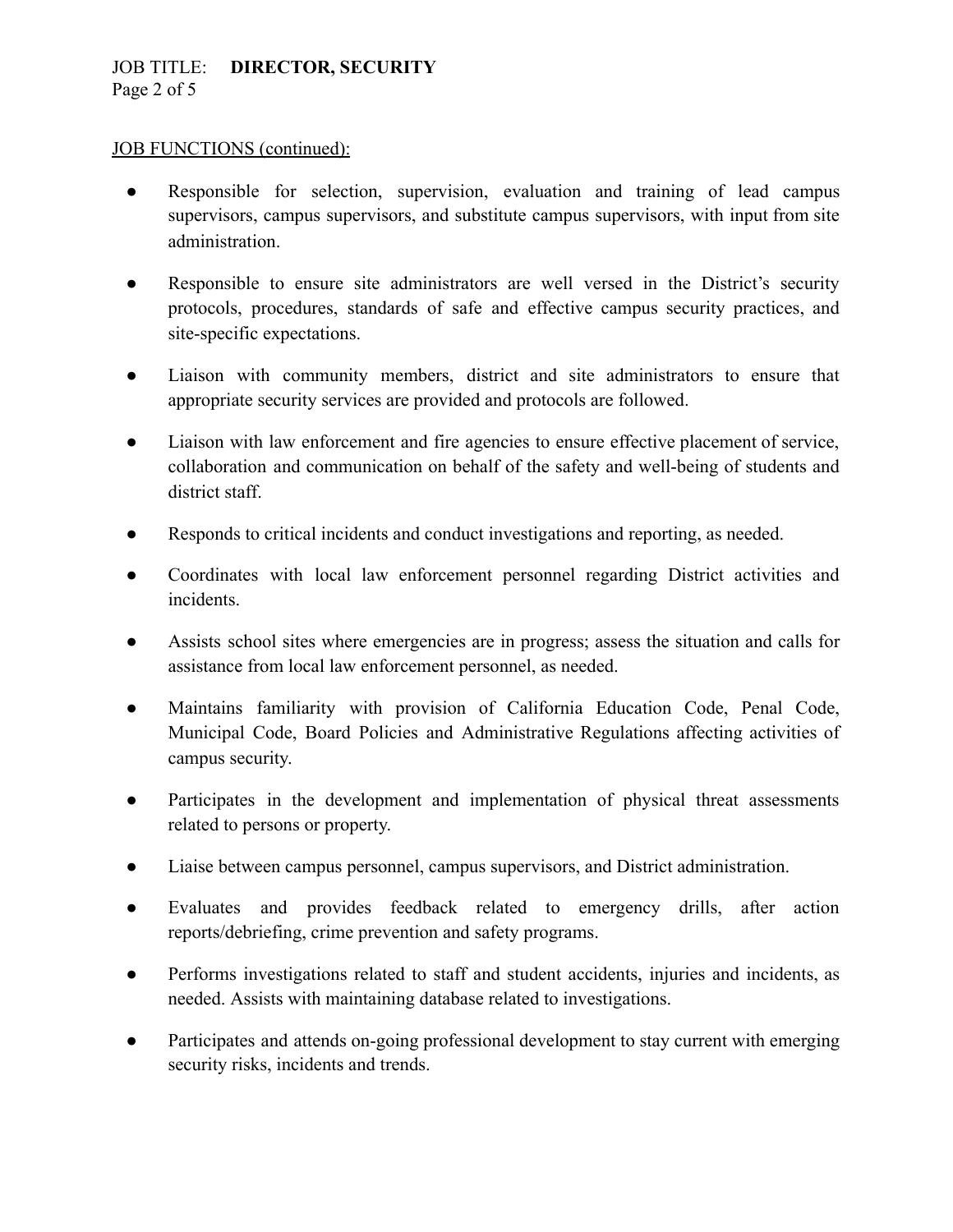JOB FUNCTIONS (continued):

- Responsible for selection, supervision, evaluation and training of lead campus supervisors, campus supervisors, and substitute campus supervisors, with input from site administration.
- Responsible to ensure site administrators are well versed in the District's security protocols, procedures, standards of safe and effective campus security practices, and site-specific expectations.
- Liaison with community members, district and site administrators to ensure that appropriate security services are provided and protocols are followed.
- Liaison with law enforcement and fire agencies to ensure effective placement of service, collaboration and communication on behalf of the safety and well-being of students and district staff.
- Responds to critical incidents and conduct investigations and reporting, as needed.
- Coordinates with local law enforcement personnel regarding District activities and incidents.
- Assists school sites where emergencies are in progress; assess the situation and calls for assistance from local law enforcement personnel, as needed.
- Maintains familiarity with provision of California Education Code, Penal Code, Municipal Code, Board Policies and Administrative Regulations affecting activities of campus security.
- Participates in the development and implementation of physical threat assessments related to persons or property.
- Liaise between campus personnel, campus supervisors, and District administration.
- Evaluates and provides feedback related to emergency drills, after action reports/debriefing, crime prevention and safety programs.
- Performs investigations related to staff and student accidents, injuries and incidents, as needed. Assists with maintaining database related to investigations.
- Participates and attends on-going professional development to stay current with emerging security risks, incidents and trends.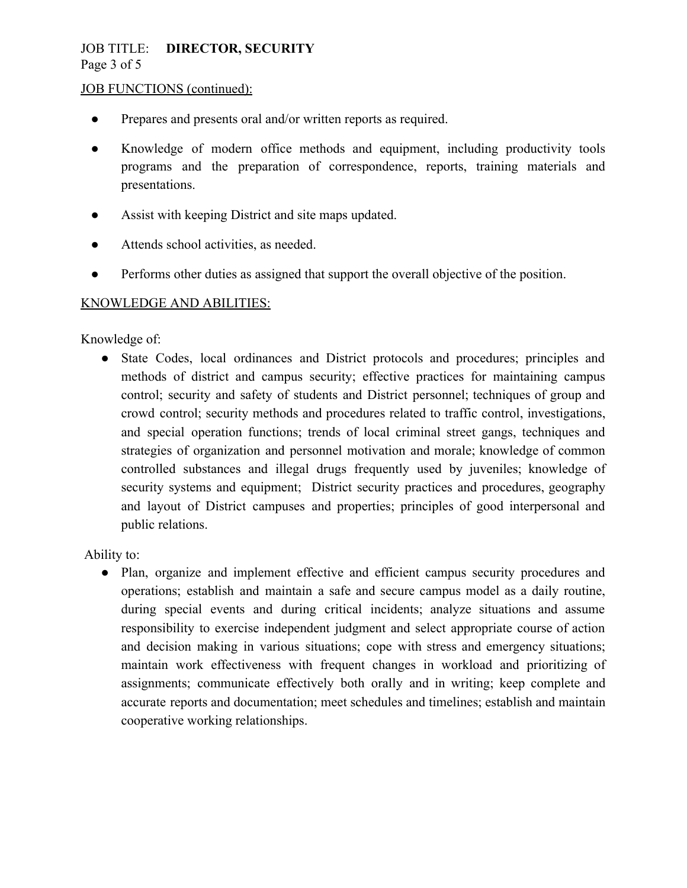JOB FUNCTIONS (continued):

- Prepares and presents oral and/or written reports as required.
- Knowledge of modern office methods and equipment, including productivity tools programs and the preparation of correspondence, reports, training materials and presentations.
- Assist with keeping District and site maps updated.
- Attends school activities, as needed.
- Performs other duties as assigned that support the overall objective of the position.

KNOWLEDGE AND ABILITIES:

Knowledge of:

- State Codes, local ordinances and District protocols and procedures; principles and methods of district and campus security; effective practices for maintaining campus control; security and safety of students and District personnel; techniques of group and crowd control; security methods and procedures related to traffic control, investigations, and special operation functions; trends of local criminal street gangs, techniques and strategies of organization and personnel motivation and morale; knowledge of common controlled substances and illegal drugs frequently used by juveniles; knowledge of security systems and equipment; District security practices and procedures, geography and layout of District campuses and properties; principles of good interpersonal and public relations.

Ability to:

- Plan, organize and implement effective and efficient campus security procedures and operations; establish and maintain a safe and secure campus model as a daily routine, during special events and during critical incidents; analyze situations and assume responsibility to exercise independent judgment and select appropriate course of action and decision making in various situations; cope with stress and emergency situations; maintain work effectiveness with frequent changes in workload and prioritizing of assignments; communicate effectively both orally and in writing; keep complete and accurate reports and documentation; meet schedules and timelines; establish and maintain cooperative working relationships.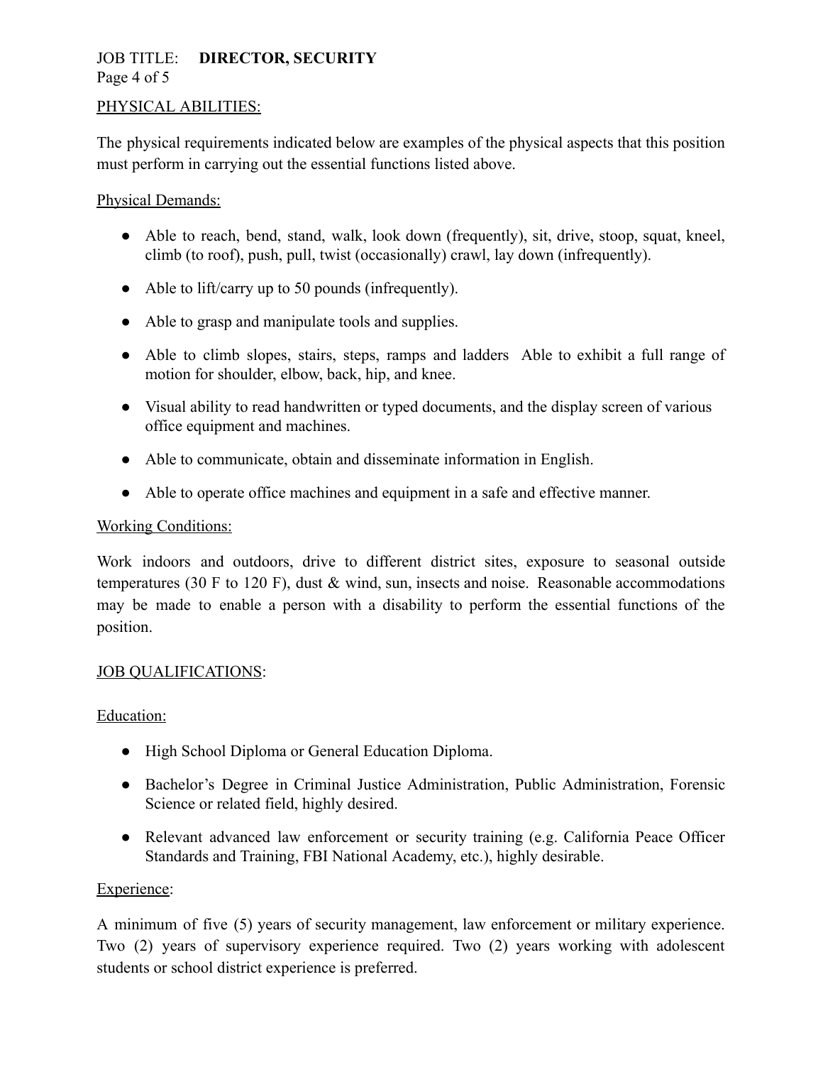## PHYSICAL ABILITIES:

The physical requirements indicated below are examples of the physical aspects that this position must perform in carrying out the essential functions listed above.

### Physical Demands:

- Able to reach, bend, stand, walk, look down (frequently), sit, drive, stoop, squat, kneel, climb (to roof), push, pull, twist (occasionally) crawl, lay down (infrequently).
- Able to lift/carry up to 50 pounds (infrequently).
- Able to grasp and manipulate tools and supplies.
- Able to climb slopes, stairs, steps, ramps and ladders Able to exhibit a full range of motion for shoulder, elbow, back, hip, and knee.
- Visual ability to read handwritten or typed documents, and the display screen of various office equipment and machines.
- Able to communicate, obtain and disseminate information in English.
- Able to operate office machines and equipment in a safe and effective manner.

### Working Conditions:

Work indoors and outdoors, drive to different district sites, exposure to seasonal outside temperatures (30 F to 120 F), dust & wind, sun, insects and noise. Reasonable accommodations may be made to enable a person with a disability to perform the essential functions of the position.

## JOB QUALIFICATIONS:

### Education:

- High School Diploma or General Education Diploma.
- Bachelor's Degree in Criminal Justice Administration, Public Administration, Forensic Science or related field, highly desired.
- Relevant advanced law enforcement or security training (e.g. California Peace Officer Standards and Training, FBI National Academy, etc.), highly desirable.

### Experience:

A minimum of five (5) years of security management, law enforcement or military experience. Two (2) years of supervisory experience required. Two (2) years working with adolescent students or school district experience is preferred.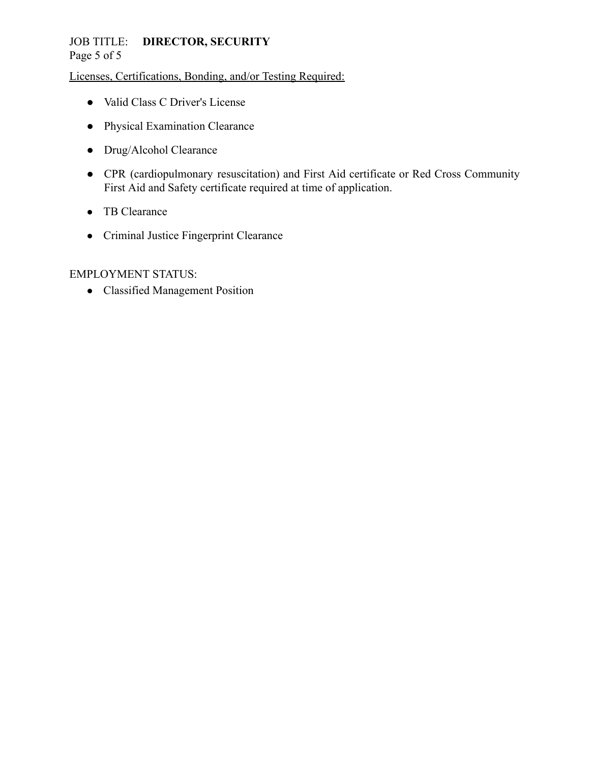<u>Licenses, Certifications, Bonding, and/or Testing Required:</u>

- Valid Class C Driver's License
- Physical Examination Clearance
- Drug/Alcohol Clearance
- CPR (cardiopulmonary resuscitation) and First Aid certificate or Red Cross Community First Aid and Safety certificate required at time of application.
- TB Clearance
- Criminal Justice Fingerprint Clearance

EMPLOYMENT STATUS:

- Classified Management Position